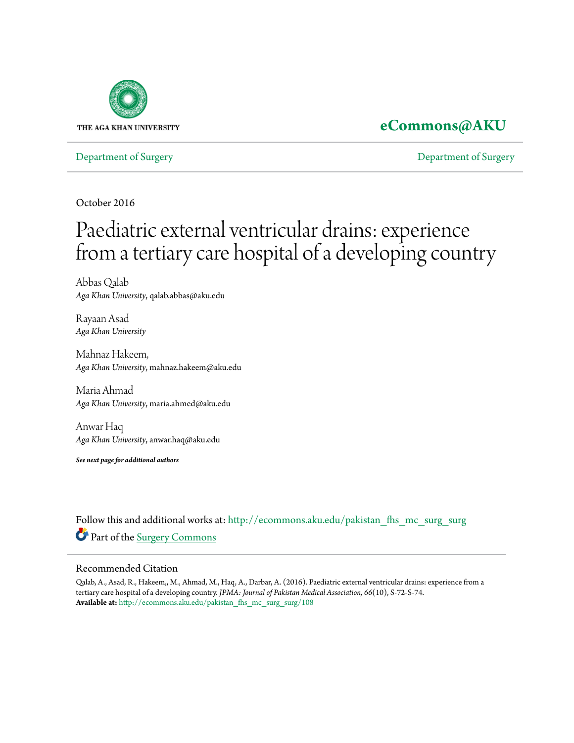THE AGA KHAN UNIVERSITY

**eCommons@AKU**

Department of Surgery | Department of Surgery

October 2016

# Paediatric external ventricular drains: experience from a tertiary care hospital of a developing country

Abbas Qalab
*Aga Khan University*, qalab.abbas@aku.edu

Rayaan Asad
*Aga Khan University*

Mahnaz Hakeem,
*Aga Khan University*, mahnaz.hakeem@aku.edu

Maria Ahmad
*Aga Khan University*, maria.ahmed@aku.edu

Anwar Haq
*Aga Khan University*, anwar.haq@aku.edu

***See next page for additional authors***

Follow this and additional works at: http://ecommons.aku.edu/pakistan_fhs_mc_surg_surg

Part of the Surgery Commons

## Recommended Citation

Qalab, A., Asad, R., Hakeem,, M., Ahmad, M., Haq, A., Darbar, A. (2016). Paediatric external ventricular drains: experience from a tertiary care hospital of a developing country. *JPMA: Journal of Pakistan Medical Association, 66*(10), S-72-S-74.
**Available at:** http://ecommons.aku.edu/pakistan_fhs_mc_surg_surg/108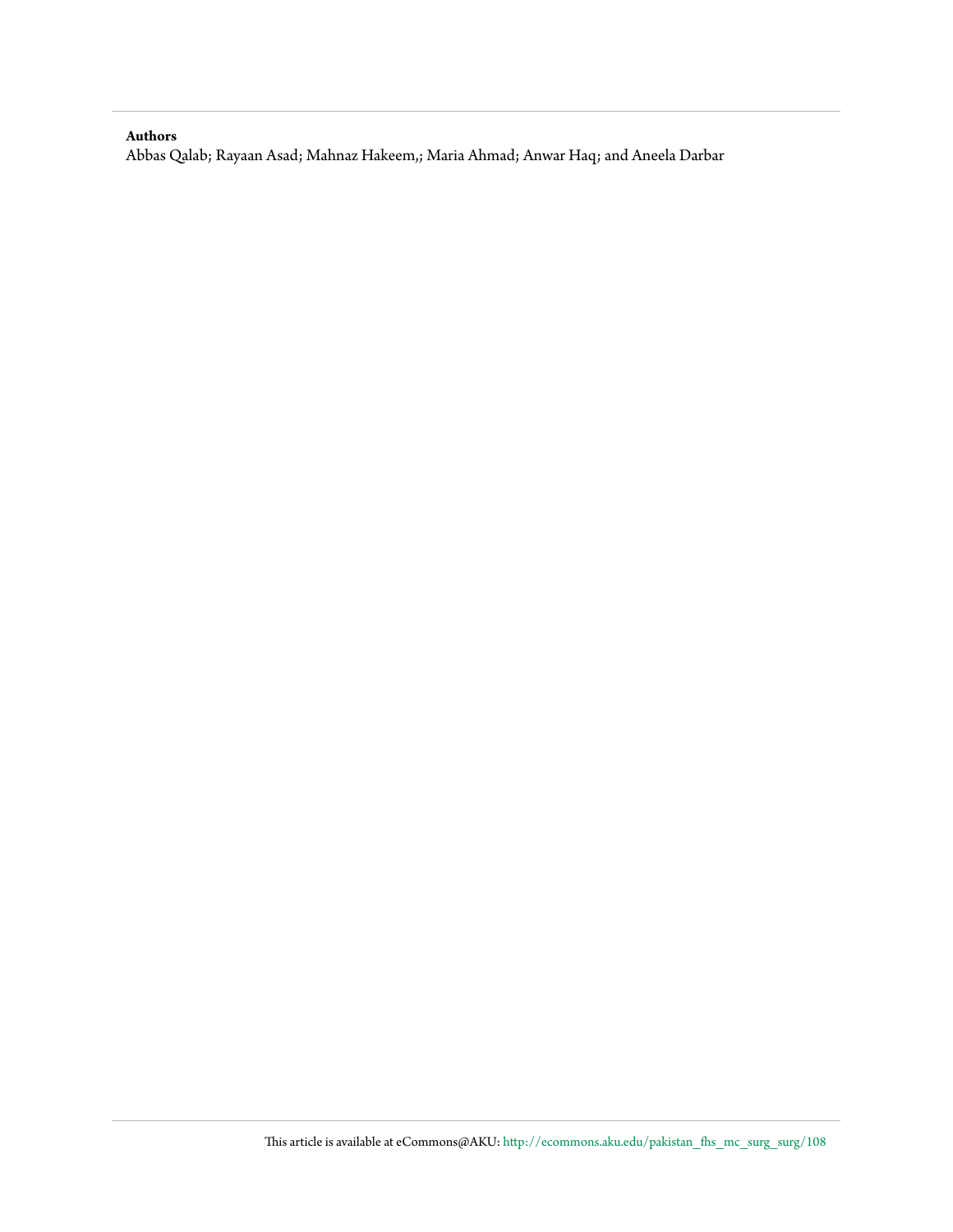**Authors**

Abbas Qalab; Rayaan Asad; Mahnaz Hakeem,; Maria Ahmad; Anwar Haq; and Aneela Darbar

This article is available at eCommons@AKU: http://ecommons.aku.edu/pakistan_fhs_mc_surg_surg/108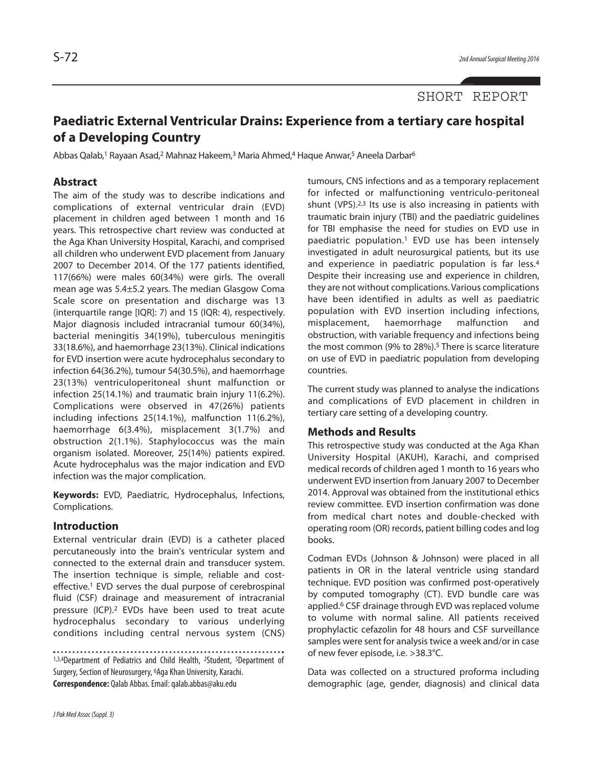SHORT REPORT

# Paediatric External Ventricular Drains: Experience from a tertiary care hospital of a Developing Country

Abbas Qalab,[1] Rayaan Asad,[2] Mahnaz Hakeem,[3] Maria Ahmed,[4] Haque Anwar,[5] Aneela Darbar[6]

## Abstract

The aim of the study was to describe indications and complications of external ventricular drain (EVD) placement in children aged between 1 month and 16 years. This retrospective chart review was conducted at the Aga Khan University Hospital, Karachi, and comprised all children who underwent EVD placement from January 2007 to December 2014. Of the 177 patients identified, 117(66%) were males 60(34%) were girls. The overall mean age was 5.4±5.2 years. The median Glasgow Coma Scale score on presentation and discharge was 13 (interquartile range [IQR]: 7) and 15 (IQR: 4), respectively. Major diagnosis included intracranial tumour 60(34%), bacterial meningitis 34(19%), tuberculous meningitis 33(18.6%), and haemorrhage 23(13%). Clinical indications for EVD insertion were acute hydrocephalus secondary to infection 64(36.2%), tumour 54(30.5%), and haemorrhage 23(13%) ventriculoperitoneal shunt malfunction or infection 25(14.1%) and traumatic brain injury 11(6.2%). Complications were observed in 47(26%) patients including infections 25(14.1%), malfunction 11(6.2%), haemorrhage 6(3.4%), misplacement 3(1.7%) and obstruction 2(1.1%). Staphylococcus was the main organism isolated. Moreover, 25(14%) patients expired. Acute hydrocephalus was the major indication and EVD infection was the major complication.

**Keywords:** EVD, Paediatric, Hydrocephalus, Infections, Complications.

## Introduction

External ventricular drain (EVD) is a catheter placed percutaneously into the brain's ventricular system and connected to the external drain and transducer system. The insertion technique is simple, reliable and cost-effective.[1] EVD serves the dual purpose of cerebrospinal fluid (CSF) drainage and measurement of intracranial pressure (ICP).[2] EVDs have been used to treat acute hydrocephalus secondary to various underlying conditions including central nervous system (CNS) tumours, CNS infections and as a temporary replacement for infected or malfunctioning ventriculo-peritoneal shunt (VPS).[2,3] Its use is also increasing in patients with traumatic brain injury (TBI) and the paediatric guidelines for TBI emphasise the need for studies on EVD use in paediatric population.[1] EVD use has been intensely investigated in adult neurosurgical patients, but its use and experience in paediatric population is far less.[4] Despite their increasing use and experience in children, they are not without complications. Various complications have been identified in adults as well as paediatric population with EVD insertion including infections, misplacement, haemorrhage malfunction and obstruction, with variable frequency and infections being the most common (9% to 28%).[5] There is scarce literature on use of EVD in paediatric population from developing countries.

The current study was planned to analyse the indications and complications of EVD placement in children in tertiary care setting of a developing country.

## Methods and Results

This retrospective study was conducted at the Aga Khan University Hospital (AKUH), Karachi, and comprised medical records of children aged 1 month to 16 years who underwent EVD insertion from January 2007 to December 2014. Approval was obtained from the institutional ethics review committee. EVD insertion confirmation was done from medical chart notes and double-checked with operating room (OR) records, patient billing codes and log books.

Codman EVDs (Johnson & Johnson) were placed in all patients in OR in the lateral ventricle using standard technique. EVD position was confirmed post-operatively by computed tomography (CT). EVD bundle care was applied.[6] CSF drainage through EVD was replaced volume to volume with normal saline. All patients received prophylactic cefazolin for 48 hours and CSF surveillance samples were sent for analysis twice a week and/or in case of new fever episode, i.e. >38.3°C.

Data was collected on a structured proforma including demographic (age, gender, diagnosis) and clinical data

[1,3,4]Department of Pediatrics and Child Health, [2]Student, [5]Department of Surgery, Section of Neurosurgery, [6]Aga Khan University, Karachi.
**Correspondence:** Qalab Abbas. Email: qalab.abbas@aku.edu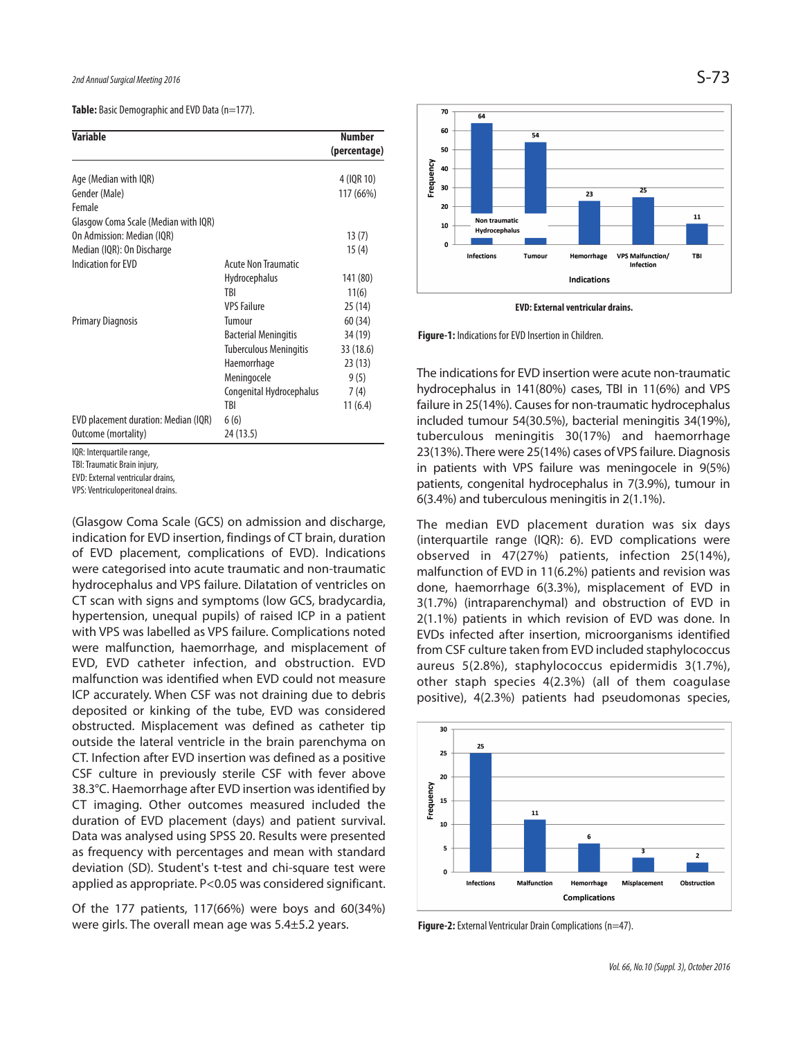**Table:** Basic Demographic and EVD Data (n=177).

| Variable | | Number (percentage) |
|---|---|---|
| Age (Median with IQR) | | 4 (IQR 10) |
| Gender (Male) | | 117 (66%) |
| Female | | |
| Glasgow Coma Scale (Median with IQR) | | |
| On Admission: Median (IQR) | | 13 (7) |
| Median (IQR): On Discharge | | 15 (4) |
| Indication for EVD | Acute Non Traumatic Hydrocephalus | 141 (80) |
| | TBI | 11(6) |
| | VPS Failure | 25 (14) |
| Primary Diagnosis | Tumour | 60 (34) |
| | Bacterial Meningitis | 34 (19) |
| | Tuberculous Meningitis | 33 (18.6) |
| | Haemorrhage | 23 (13) |
| | Meningocele | 9 (5) |
| | Congenital Hydrocephalus | 7 (4) |
| | TBI | 11 (6.4) |
| EVD placement duration: Median (IQR) | 6 (6) | |
| Outcome (mortality) | 24 (13.5) | |

IQR: Interquartile range,
TBI: Traumatic Brain injury,
EVD: External ventricular drains,
VPS: Ventriculoperitoneal drains.

(Glasgow Coma Scale (GCS) on admission and discharge, indication for EVD insertion, findings of CT brain, duration of EVD placement, complications of EVD). Indications were categorised into acute traumatic and non-traumatic hydrocephalus and VPS failure. Dilatation of ventricles on CT scan with signs and symptoms (low GCS, bradycardia, hypertension, unequal pupils) of raised ICP in a patient with VPS was labelled as VPS failure. Complications noted were malfunction, haemorrhage, and misplacement of EVD, EVD catheter infection, and obstruction. EVD malfunction was identified when EVD could not measure ICP accurately. When CSF was not draining due to debris deposited or kinking of the tube, EVD was considered obstructed. Misplacement was defined as catheter tip outside the lateral ventricle in the brain parenchyma on CT. Infection after EVD insertion was defined as a positive CSF culture in previously sterile CSF with fever above 38.3°C. Haemorrhage after EVD insertion was identified by CT imaging. Other outcomes measured included the duration of EVD placement (days) and patient survival. Data was analysed using SPSS 20. Results were presented as frequency with percentages and mean with standard deviation (SD). Student's t-test and chi-square test were applied as appropriate. $P<0.05$ was considered significant.

Of the 177 patients, 117(66%) were boys and 60(34%) were girls. The overall mean age was 5.4±5.2 years.

EVD: External ventricular drains.

**Figure-1:** Indications for EVD Insertion in Children.

The indications for EVD insertion were acute non-traumatic hydrocephalus in 141(80%) cases, TBI in 11(6%) and VPS failure in 25(14%). Causes for non-traumatic hydrocephalus included tumour 54(30.5%), bacterial meningitis 34(19%), tuberculous meningitis 30(17%) and haemorrhage 23(13%). There were 25(14%) cases of VPS failure. Diagnosis in patients with VPS failure was meningocele in 9(5%) patients, congenital hydrocephalus in 7(3.9%), tumour in 6(3.4%) and tuberculous meningitis in 2(1.1%).

The median EVD placement duration was six days (interquartile range (IQR): 6). EVD complications were observed in 47(27%) patients, infection 25(14%), malfunction of EVD in 11(6.2%) patients and revision was done, haemorrhage 6(3.3%), misplacement of EVD in 3(1.7%) (intraparenchymal) and obstruction of EVD in 2(1.1%) patients in which revision of EVD was done. In EVDs infected after insertion, microorganisms identified from CSF culture taken from EVD included staphylococcus aureus 5(2.8%), staphylococcus epidermidis 3(1.7%), other staph species 4(2.3%) (all of them coagulase positive), 4(2.3%) patients had pseudomonas species,

**Figure-2:** External Ventricular Drain Complications (n=47).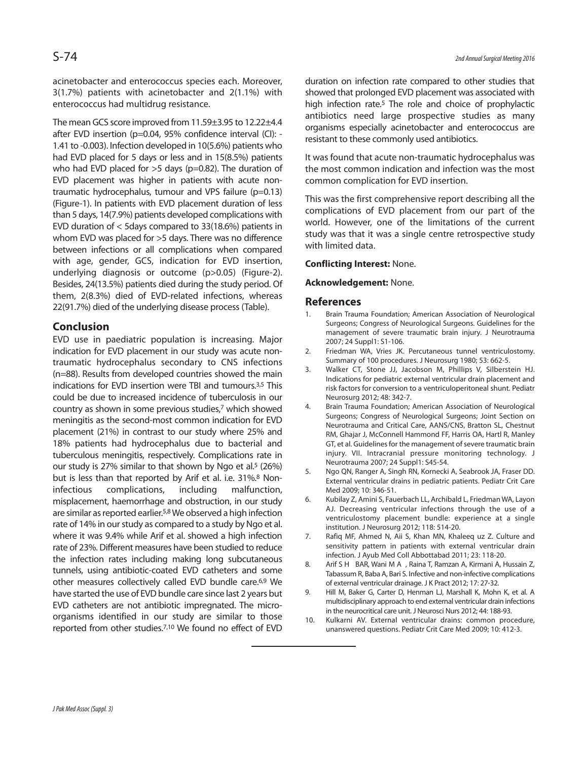acinetobacter and enterococcus species each. Moreover, 3(1.7%) patients with acinetobacter and 2(1.1%) with enterococcus had multidrug resistance.

The mean GCS score improved from 11.59±3.95 to 12.22±4.4 after EVD insertion (p=0.04, 95% confidence interval (CI): -1.41 to -0.003). Infection developed in 10(5.6%) patients who had EVD placed for 5 days or less and in 15(8.5%) patients who had EVD placed for >5 days (p=0.82). The duration of EVD placement was higher in patients with acute non-traumatic hydrocephalus, tumour and VPS failure (p=0.13) (Figure-1). In patients with EVD placement duration of less than 5 days, 14(7.9%) patients developed complications with EVD duration of < 5days compared to 33(18.6%) patients in whom EVD was placed for >5 days. There was no difference between infections or all complications when compared with age, gender, GCS, indication for EVD insertion, underlying diagnosis or outcome (p>0.05) (Figure-2). Besides, 24(13.5%) patients died during the study period. Of them, 2(8.3%) died of EVD-related infections, whereas 22(91.7%) died of the underlying disease process (Table).

## Conclusion

EVD use in paediatric population is increasing. Major indication for EVD placement in our study was acute non-traumatic hydrocephalus secondary to CNS infections (n=88). Results from developed countries showed the main indications for EVD insertion were TBI and tumours.[3,5] This could be due to increased incidence of tuberculosis in our country as shown in some previous studies,[7] which showed meningitis as the second-most common indication for EVD placement (21%) in contrast to our study where 25% and 18% patients had hydrocephalus due to bacterial and tuberculous meningitis, respectively. Complications rate in our study is 27% similar to that shown by Ngo et al.[5] (26%) but is less than that reported by Arif et al. i.e. 31%.[8] Non-infectious complications, including malfunction, misplacement, haemorrhage and obstruction, in our study are similar as reported earlier.[5,8] We observed a high infection rate of 14% in our study as compared to a study by Ngo et al. where it was 9.4% while Arif et al. showed a high infection rate of 23%. Different measures have been studied to reduce the infection rates including making long subcutaneous tunnels, using antibiotic-coated EVD catheters and some other measures collectively called EVD bundle care.[6,9] We have started the use of EVD bundle care since last 2 years but EVD catheters are not antibiotic impregnated. The micro-organisms identified in our study are similar to those reported from other studies.[7,10] We found no effect of EVD duration on infection rate compared to other studies that showed that prolonged EVD placement was associated with high infection rate.[5] The role and choice of prophylactic antibiotics need large prospective studies as many organisms especially acinetobacter and enterococcus are resistant to these commonly used antibiotics.

It was found that acute non-traumatic hydrocephalus was the most common indication and infection was the most common complication for EVD insertion.

This was the first comprehensive report describing all the complications of EVD placement from our part of the world. However, one of the limitations of the current study was that it was a single centre retrospective study with limited data.

**Conflicting Interest:** None.

**Acknowledgement:** None.

## References

1. Brain Trauma Foundation; American Association of Neurological Surgeons; Congress of Neurological Surgeons. Guidelines for the management of severe traumatic brain injury. J Neurotrauma 2007; 24 Suppl1: S1-106.
2. Friedman WA, Vries JK. Percutaneous tunnel ventriculostomy. Summary of 100 procedures. J Neurosurg 1980; 53: 662-5.
3. Walker CT, Stone JJ, Jacobson M, Phillips V, Silberstein HJ. Indications for pediatric external ventricular drain placement and risk factors for conversion to a ventriculoperitoneal shunt. Pediatr Neurosurg 2012; 48: 342-7.
4. Brain Trauma Foundation; American Association of Neurological Surgeons; Congress of Neurological Surgeons; Joint Section on Neurotrauma and Critical Care, AANS/CNS, Bratton SL, Chestnut RM, Ghajar J, McConnell Hammond FF, Harris OA, Hartl R, Manley GT, et al. Guidelines for the management of severe traumatic brain injury. VII. Intracranial pressure monitoring technology. J Neurotrauma 2007; 24 Suppl1: S45-54.
5. Ngo QN, Ranger A, Singh RN, Kornecki A, Seabrook JA, Fraser DD. External ventricular drains in pediatric patients. Pediatr Crit Care Med 2009; 10: 346-51.
6. Kubilay Z, Amini S, Fauerbach LL, Archibald L, Friedman WA, Layon AJ. Decreasing ventricular infections through the use of a ventriculostomy placement bundle: experience at a single institution. J Neurosurg 2012; 118: 514-20.
7. Rafiq MF, Ahmed N, Aii S, Khan MN, Khaleeq uz Z. Culture and sensitivity pattern in patients with external ventricular drain infection. J Ayub Med Coll Abbottabad 2011; 23: 118-20.
8. Arif S H BAR, Wani M A , Raina T, Ramzan A, Kirmani A, Hussain Z, Tabassum R, Baba A, Bari S. Infective and non-infective complications of external ventricular drainage. J K Pract 2012; 17: 27-32.
9. Hill M, Baker G, Carter D, Henman LJ, Marshall K, Mohn K, et al. A multidisciplinary approach to end external ventricular drain infections in the neurocritical care unit. J Neurosci Nurs 2012; 44: 188-93.
10. Kulkarni AV. External ventricular drains: common procedure, unanswered questions. Pediatr Crit Care Med 2009; 10: 412-3.